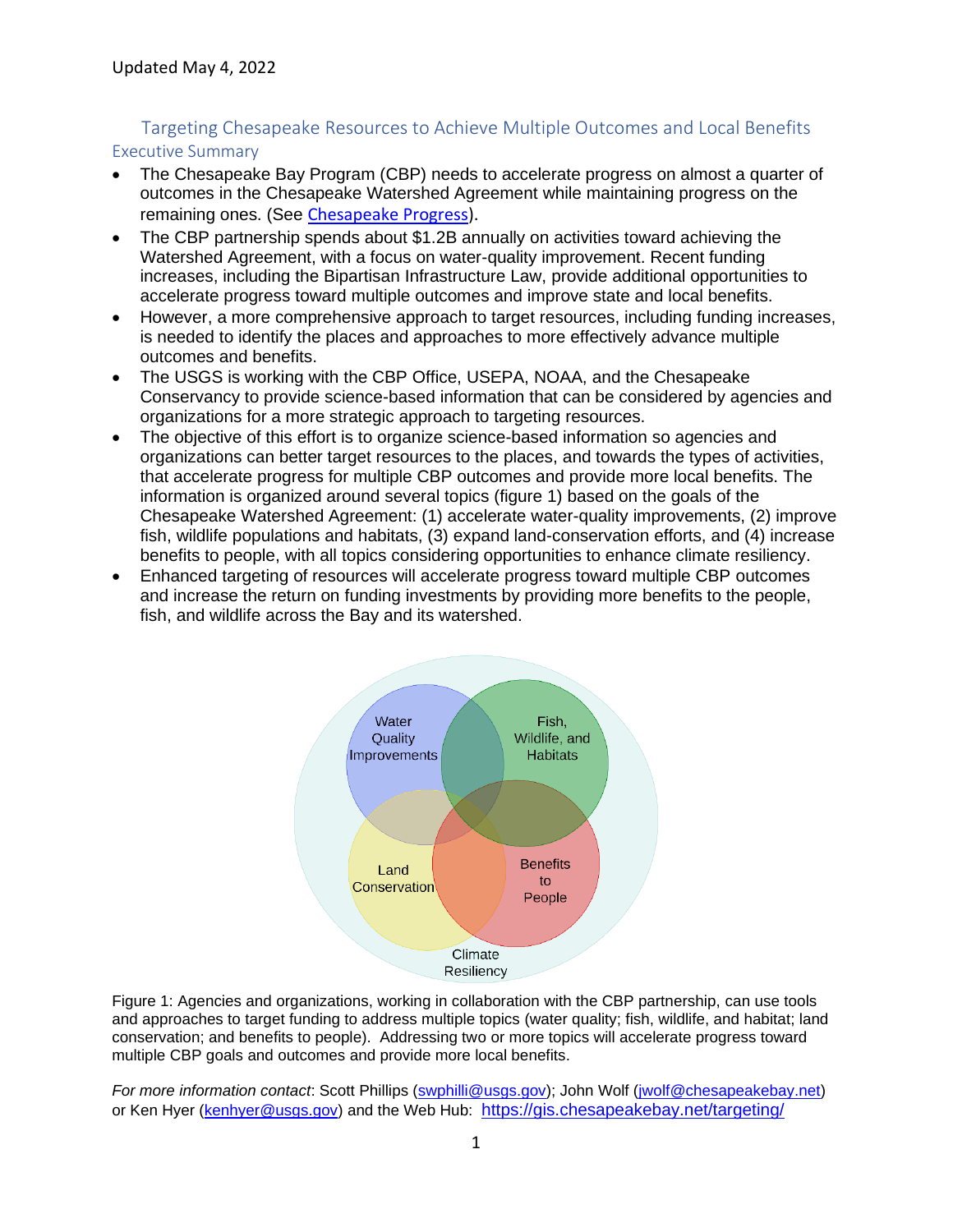Updated May 4, 2022

# Targeting Chesapeake Resources to Achieve Multiple Outcomes and Local Benefits

## Executive Summary

- The Chesapeake Bay Program (CBP) needs to accelerate progress on almost a quarter of outcomes in the Chesapeake Watershed Agreement while maintaining progress on the remaining ones. (See Chesapeake Progress).
- The CBP partnership spends about $1.2B annually on activities toward achieving the Watershed Agreement, with a focus on water-quality improvement. Recent funding increases, including the Bipartisan Infrastructure Law, provide additional opportunities to accelerate progress toward multiple outcomes and improve state and local benefits.
- However, a more comprehensive approach to target resources, including funding increases, is needed to identify the places and approaches to more effectively advance multiple outcomes and benefits.
- The USGS is working with the CBP Office, USEPA, NOAA, and the Chesapeake Conservancy to provide science-based information that can be considered by agencies and organizations for a more strategic approach to targeting resources.
- The objective of this effort is to organize science-based information so agencies and organizations can better target resources to the places, and towards the types of activities, that accelerate progress for multiple CBP outcomes and provide more local benefits. The information is organized around several topics (figure 1) based on the goals of the Chesapeake Watershed Agreement: (1) accelerate water-quality improvements, (2) improve fish, wildlife populations and habitats, (3) expand land-conservation efforts, and (4) increase benefits to people, with all topics considering opportunities to enhance climate resiliency.
- Enhanced targeting of resources will accelerate progress toward multiple CBP outcomes and increase the return on funding investments by providing more benefits to the people, fish, and wildlife across the Bay and its watershed.

Water Quality Improvements | Fish, Wildlife, and Habitats | Land Conservation | Benefits to People | Climate Resiliency

Figure 1: Agencies and organizations, working in collaboration with the CBP partnership, can use tools and approaches to target funding to address multiple topics (water quality; fish, wildlife, and habitat; land conservation; and benefits to people). Addressing two or more topics will accelerate progress toward multiple CBP goals and outcomes and provide more local benefits.

*For more information contact*: Scott Phillips (swphilli@usgs.gov); John Wolf (jwolf@chesapeakebay.net) or Ken Hyer (kenhyer@usgs.gov) and the Web Hub: https://gis.chesapeakebay.net/targeting/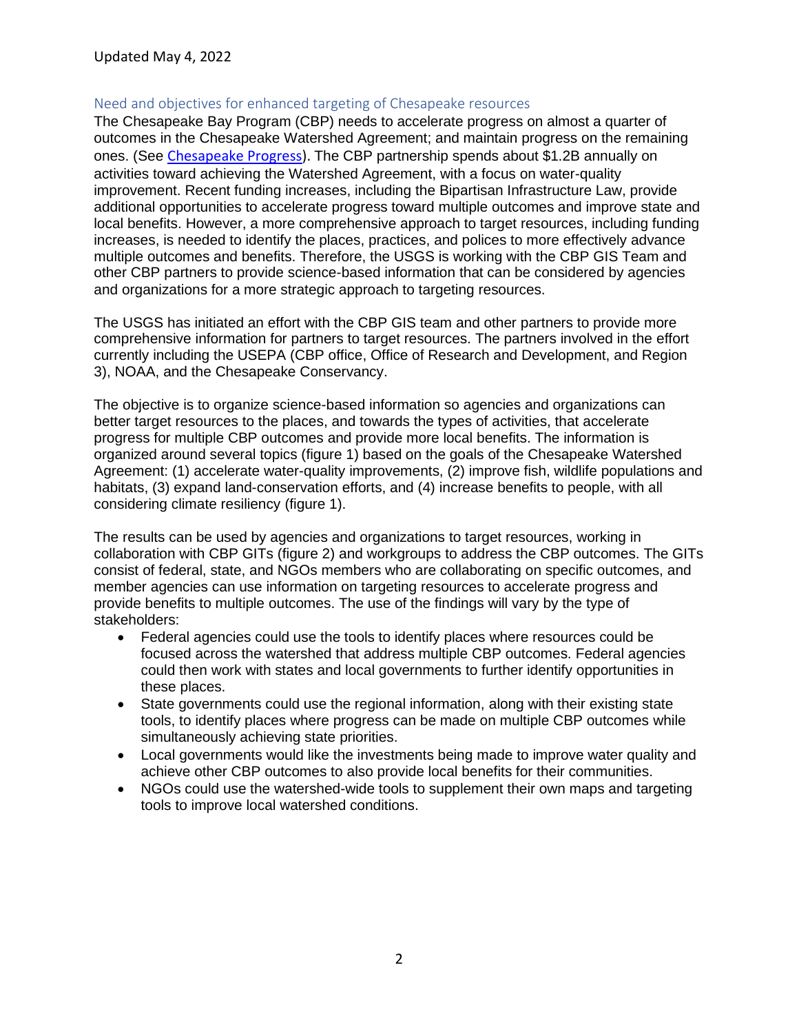Updated May 4, 2022

## Need and objectives for enhanced targeting of Chesapeake resources

The Chesapeake Bay Program (CBP) needs to accelerate progress on almost a quarter of outcomes in the Chesapeake Watershed Agreement; and maintain progress on the remaining ones. (See [Chesapeake Progress](Chesapeake Progress)). The CBP partnership spends about $1.2B annually on activities toward achieving the Watershed Agreement, with a focus on water-quality improvement. Recent funding increases, including the Bipartisan Infrastructure Law, provide additional opportunities to accelerate progress toward multiple outcomes and improve state and local benefits. However, a more comprehensive approach to target resources, including funding increases, is needed to identify the places, practices, and polices to more effectively advance multiple outcomes and benefits. Therefore, the USGS is working with the CBP GIS Team and other CBP partners to provide science-based information that can be considered by agencies and organizations for a more strategic approach to targeting resources.

The USGS has initiated an effort with the CBP GIS team and other partners to provide more comprehensive information for partners to target resources. The partners involved in the effort currently including the USEPA (CBP office, Office of Research and Development, and Region 3), NOAA, and the Chesapeake Conservancy.

The objective is to organize science-based information so agencies and organizations can better target resources to the places, and towards the types of activities, that accelerate progress for multiple CBP outcomes and provide more local benefits. The information is organized around several topics (figure 1) based on the goals of the Chesapeake Watershed Agreement: (1) accelerate water-quality improvements, (2) improve fish, wildlife populations and habitats, (3) expand land-conservation efforts, and (4) increase benefits to people, with all considering climate resiliency (figure 1).

The results can be used by agencies and organizations to target resources, working in collaboration with CBP GITs (figure 2) and workgroups to address the CBP outcomes. The GITs consist of federal, state, and NGOs members who are collaborating on specific outcomes, and member agencies can use information on targeting resources to accelerate progress and provide benefits to multiple outcomes. The use of the findings will vary by the type of stakeholders:

- Federal agencies could use the tools to identify places where resources could be focused across the watershed that address multiple CBP outcomes. Federal agencies could then work with states and local governments to further identify opportunities in these places.
- State governments could use the regional information, along with their existing state tools, to identify places where progress can be made on multiple CBP outcomes while simultaneously achieving state priorities.
- Local governments would like the investments being made to improve water quality and achieve other CBP outcomes to also provide local benefits for their communities.
- NGOs could use the watershed-wide tools to supplement their own maps and targeting tools to improve local watershed conditions.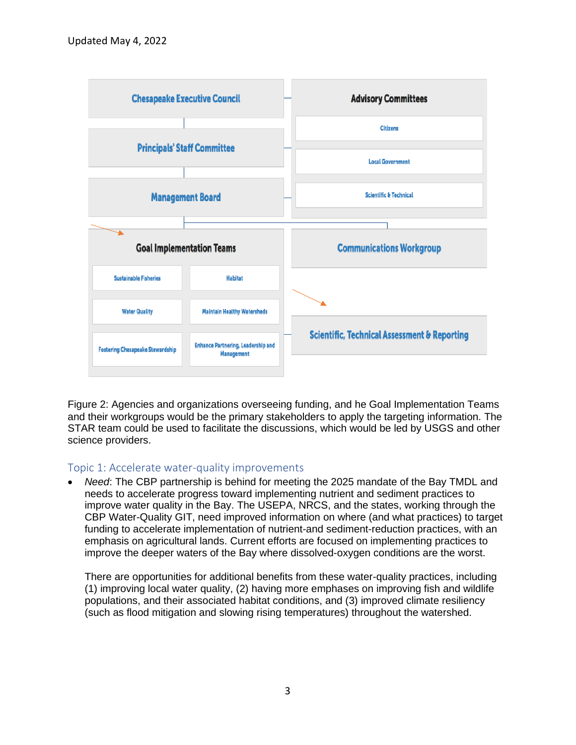Updated May 4, 2022

Chesapeake Executive Council

Principals' Staff Committee

Management Board

Advisory Committees

- Citizens
- Local Government
- Scientific & Technical

Goal Implementation Teams

- Sustainable Fisheries
- Habitat
- Water Quality
- Maintain Healthy Watersheds
- Fostering Chesapeake Stewardship
- Enhance Partnering, Leadership and Management

Communications Workgroup

Scientific, Technical Assessment & Reporting

Figure 2: Agencies and organizations overseeing funding, and he Goal Implementation Teams and their workgroups would be the primary stakeholders to apply the targeting information. The STAR team could be used to facilitate the discussions, which would be led by USGS and other science providers.

## Topic 1: Accelerate water-quality improvements

- *Need*: The CBP partnership is behind for meeting the 2025 mandate of the Bay TMDL and needs to accelerate progress toward implementing nutrient and sediment practices to improve water quality in the Bay. The USEPA, NRCS, and the states, working through the CBP Water-Quality GIT, need improved information on where (and what practices) to target funding to accelerate implementation of nutrient-and sediment-reduction practices, with an emphasis on agricultural lands. Current efforts are focused on implementing practices to improve the deeper waters of the Bay where dissolved-oxygen conditions are the worst.

  There are opportunities for additional benefits from these water-quality practices, including (1) improving local water quality, (2) having more emphases on improving fish and wildlife populations, and their associated habitat conditions, and (3) improved climate resiliency (such as flood mitigation and slowing rising temperatures) throughout the watershed.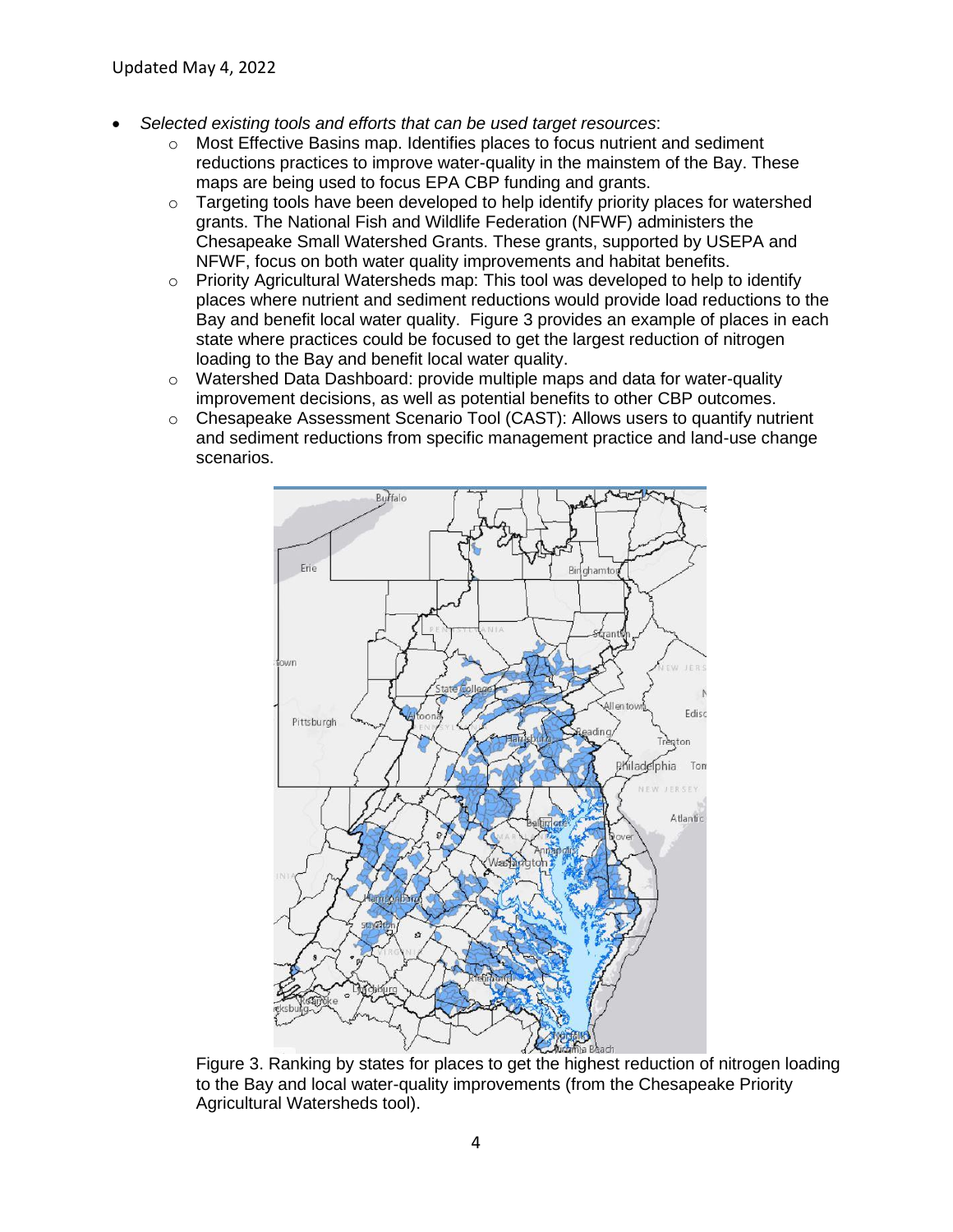- *Selected existing tools and efforts that can be used target resources*:
  - Most Effective Basins map. Identifies places to focus nutrient and sediment reductions practices to improve water-quality in the mainstem of the Bay. These maps are being used to focus EPA CBP funding and grants.
  - Targeting tools have been developed to help identify priority places for watershed grants. The National Fish and Wildlife Federation (NFWF) administers the Chesapeake Small Watershed Grants. These grants, supported by USEPA and NFWF, focus on both water quality improvements and habitat benefits.
  - Priority Agricultural Watersheds map: This tool was developed to help to identify places where nutrient and sediment reductions would provide load reductions to the Bay and benefit local water quality. Figure 3 provides an example of places in each state where practices could be focused to get the largest reduction of nitrogen loading to the Bay and benefit local water quality.
  - Watershed Data Dashboard: provide multiple maps and data for water-quality improvement decisions, as well as potential benefits to other CBP outcomes.
  - Chesapeake Assessment Scenario Tool (CAST): Allows users to quantify nutrient and sediment reductions from specific management practice and land-use change scenarios.

Figure 3. Ranking by states for places to get the highest reduction of nitrogen loading to the Bay and local water-quality improvements (from the Chesapeake Priority Agricultural Watersheds tool).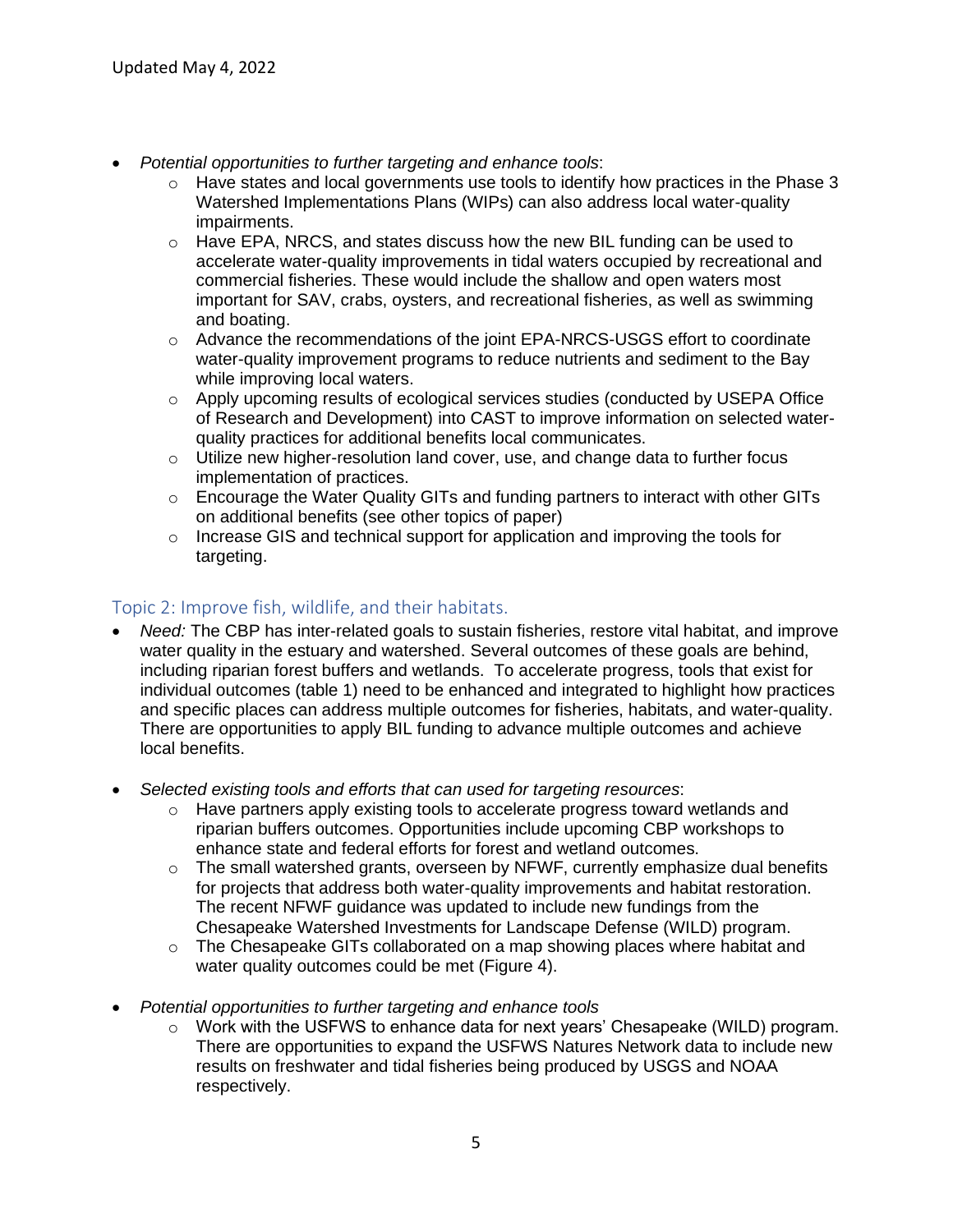- *Potential opportunities to further targeting and enhance tools*:
  - Have states and local governments use tools to identify how practices in the Phase 3 Watershed Implementations Plans (WIPs) can also address local water-quality impairments.
  - Have EPA, NRCS, and states discuss how the new BIL funding can be used to accelerate water-quality improvements in tidal waters occupied by recreational and commercial fisheries. These would include the shallow and open waters most important for SAV, crabs, oysters, and recreational fisheries, as well as swimming and boating.
  - Advance the recommendations of the joint EPA-NRCS-USGS effort to coordinate water-quality improvement programs to reduce nutrients and sediment to the Bay while improving local waters.
  - Apply upcoming results of ecological services studies (conducted by USEPA Office of Research and Development) into CAST to improve information on selected water-quality practices for additional benefits local communicates.
  - Utilize new higher-resolution land cover, use, and change data to further focus implementation of practices.
  - Encourage the Water Quality GITs and funding partners to interact with other GITs on additional benefits (see other topics of paper)
  - Increase GIS and technical support for application and improving the tools for targeting.

## Topic 2: Improve fish, wildlife, and their habitats.

- *Need:* The CBP has inter-related goals to sustain fisheries, restore vital habitat, and improve water quality in the estuary and watershed. Several outcomes of these goals are behind, including riparian forest buffers and wetlands. To accelerate progress, tools that exist for individual outcomes (table 1) need to be enhanced and integrated to highlight how practices and specific places can address multiple outcomes for fisheries, habitats, and water-quality. There are opportunities to apply BIL funding to advance multiple outcomes and achieve local benefits.

- *Selected existing tools and efforts that can used for targeting resources*:
  - Have partners apply existing tools to accelerate progress toward wetlands and riparian buffers outcomes. Opportunities include upcoming CBP workshops to enhance state and federal efforts for forest and wetland outcomes.
  - The small watershed grants, overseen by NFWF, currently emphasize dual benefits for projects that address both water-quality improvements and habitat restoration. The recent NFWF guidance was updated to include new fundings from the Chesapeake Watershed Investments for Landscape Defense (WILD) program.
  - The Chesapeake GITs collaborated on a map showing places where habitat and water quality outcomes could be met (Figure 4).

- *Potential opportunities to further targeting and enhance tools*
  - Work with the USFWS to enhance data for next years' Chesapeake (WILD) program. There are opportunities to expand the USFWS Natures Network data to include new results on freshwater and tidal fisheries being produced by USGS and NOAA respectively.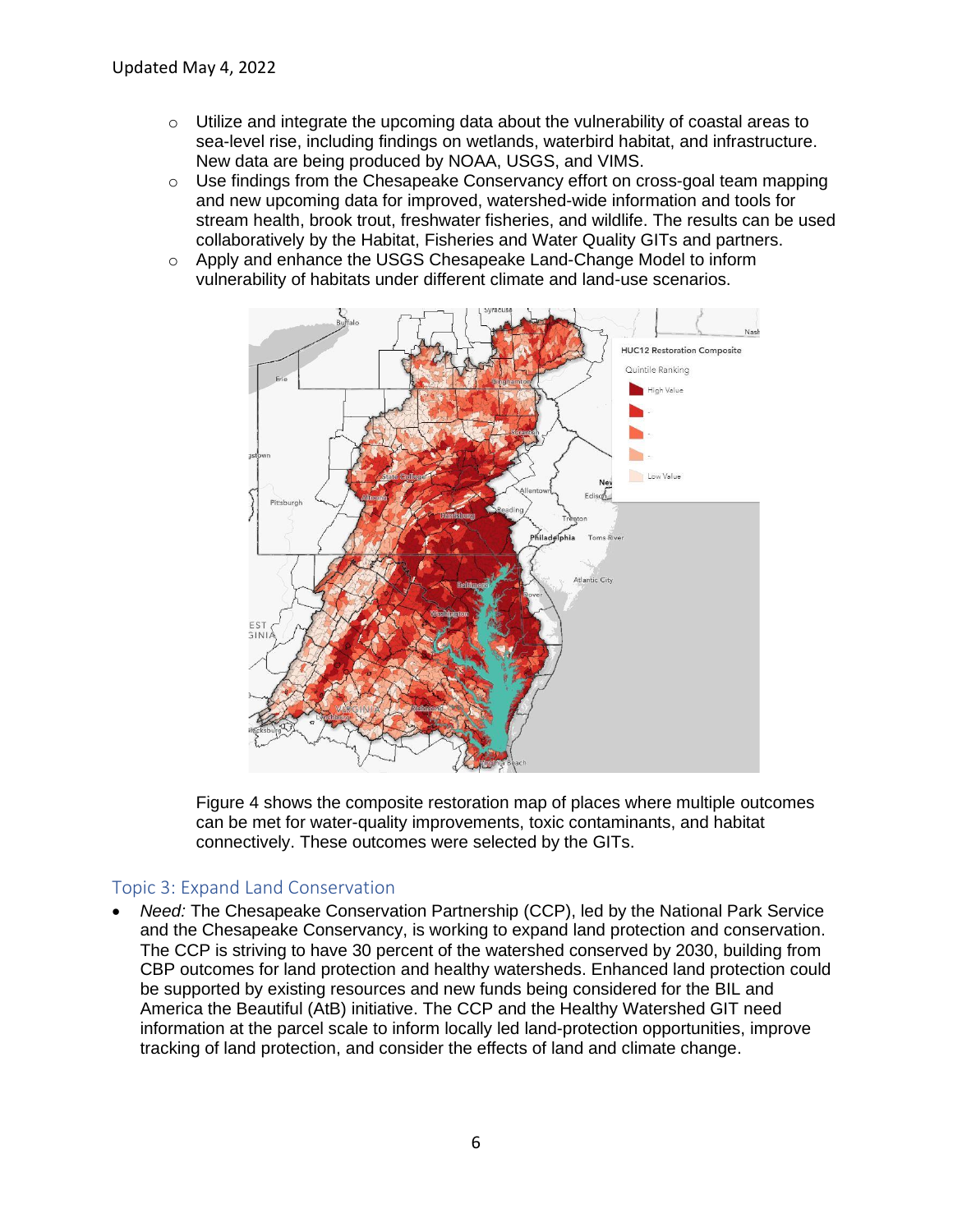- Utilize and integrate the upcoming data about the vulnerability of coastal areas to sea-level rise, including findings on wetlands, waterbird habitat, and infrastructure. New data are being produced by NOAA, USGS, and VIMS.
- Use findings from the Chesapeake Conservancy effort on cross-goal team mapping and new upcoming data for improved, watershed-wide information and tools for stream health, brook trout, freshwater fisheries, and wildlife. The results can be used collaboratively by the Habitat, Fisheries and Water Quality GITs and partners.
- Apply and enhance the USGS Chesapeake Land-Change Model to inform vulnerability of habitats under different climate and land-use scenarios.

Figure 4 shows the composite restoration map of places where multiple outcomes can be met for water-quality improvements, toxic contaminants, and habitat connectively. These outcomes were selected by the GITs.

## Topic 3: Expand Land Conservation

- *Need:* The Chesapeake Conservation Partnership (CCP), led by the National Park Service and the Chesapeake Conservancy, is working to expand land protection and conservation. The CCP is striving to have 30 percent of the watershed conserved by 2030, building from CBP outcomes for land protection and healthy watersheds. Enhanced land protection could be supported by existing resources and new funds being considered for the BIL and America the Beautiful (AtB) initiative. The CCP and the Healthy Watershed GIT need information at the parcel scale to inform locally led land-protection opportunities, improve tracking of land protection, and consider the effects of land and climate change.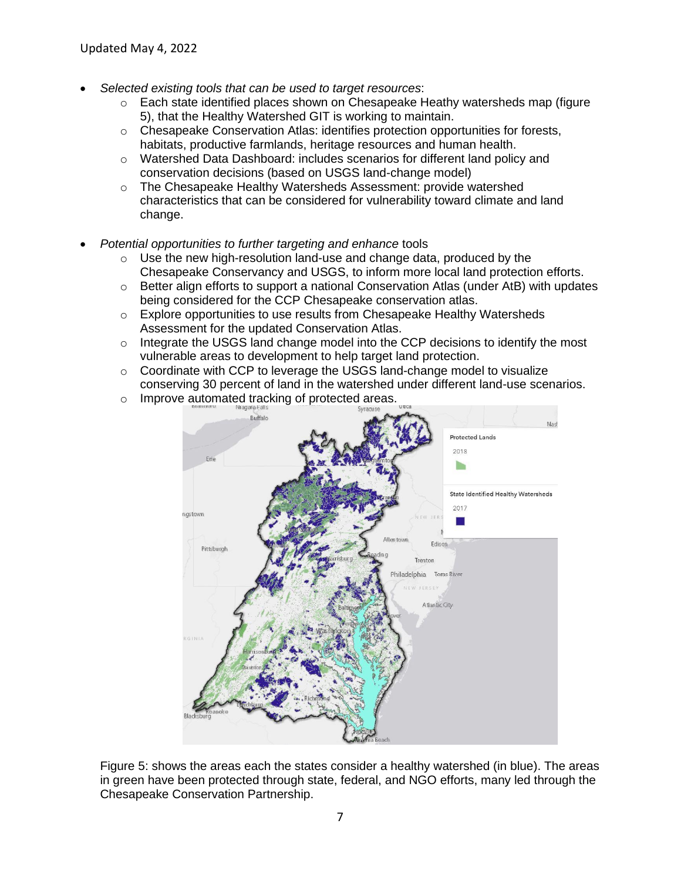- *Selected existing tools that can be used to target resources*:
    - Each state identified places shown on Chesapeake Heathy watersheds map (figure 5), that the Healthy Watershed GIT is working to maintain.
    - Chesapeake Conservation Atlas: identifies protection opportunities for forests, habitats, productive farmlands, heritage resources and human health.
    - Watershed Data Dashboard: includes scenarios for different land policy and conservation decisions (based on USGS land-change model)
    - The Chesapeake Healthy Watersheds Assessment: provide watershed characteristics that can be considered for vulnerability toward climate and land change.

- *Potential opportunities to further targeting and enhance* tools
    - Use the new high-resolution land-use and change data, produced by the Chesapeake Conservancy and USGS, to inform more local land protection efforts.
    - Better align efforts to support a national Conservation Atlas (under AtB) with updates being considered for the CCP Chesapeake conservation atlas.
    - Explore opportunities to use results from Chesapeake Healthy Watersheds Assessment for the updated Conservation Atlas.
    - Integrate the USGS land change model into the CCP decisions to identify the most vulnerable areas to development to help target land protection.
    - Coordinate with CCP to leverage the USGS land-change model to visualize conserving 30 percent of land in the watershed under different land-use scenarios.
    - Improve automated tracking of protected areas.

Figure 5: shows the areas each the states consider a healthy watershed (in blue). The areas in green have been protected through state, federal, and NGO efforts, many led through the Chesapeake Conservation Partnership.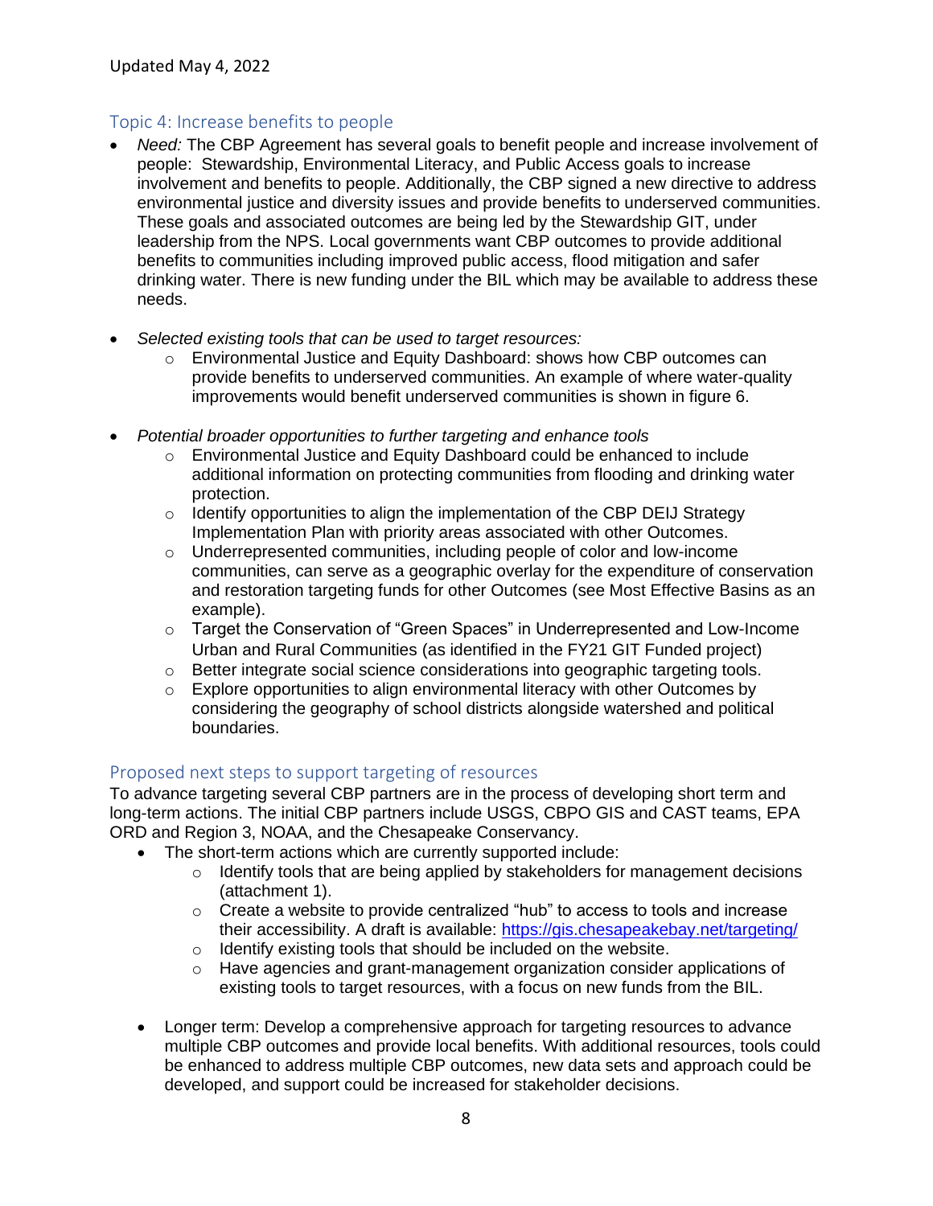## Topic 4: Increase benefits to people

- *Need:* The CBP Agreement has several goals to benefit people and increase involvement of people: Stewardship, Environmental Literacy, and Public Access goals to increase involvement and benefits to people. Additionally, the CBP signed a new directive to address environmental justice and diversity issues and provide benefits to underserved communities. These goals and associated outcomes are being led by the Stewardship GIT, under leadership from the NPS. Local governments want CBP outcomes to provide additional benefits to communities including improved public access, flood mitigation and safer drinking water. There is new funding under the BIL which may be available to address these needs.

- *Selected existing tools that can be used to target resources:*
    - Environmental Justice and Equity Dashboard: shows how CBP outcomes can provide benefits to underserved communities. An example of where water-quality improvements would benefit underserved communities is shown in figure 6.

- *Potential broader opportunities to further targeting and enhance tools*
    - Environmental Justice and Equity Dashboard could be enhanced to include additional information on protecting communities from flooding and drinking water protection.
    - Identify opportunities to align the implementation of the CBP DEIJ Strategy Implementation Plan with priority areas associated with other Outcomes.
    - Underrepresented communities, including people of color and low-income communities, can serve as a geographic overlay for the expenditure of conservation and restoration targeting funds for other Outcomes (see Most Effective Basins as an example).
    - Target the Conservation of "Green Spaces" in Underrepresented and Low-Income Urban and Rural Communities (as identified in the FY21 GIT Funded project)
    - Better integrate social science considerations into geographic targeting tools.
    - Explore opportunities to align environmental literacy with other Outcomes by considering the geography of school districts alongside watershed and political boundaries.

## Proposed next steps to support targeting of resources

To advance targeting several CBP partners are in the process of developing short term and long-term actions. The initial CBP partners include USGS, CBPO GIS and CAST teams, EPA ORD and Region 3, NOAA, and the Chesapeake Conservancy.

- The short-term actions which are currently supported include:
    - Identify tools that are being applied by stakeholders for management decisions (attachment 1).
    - Create a website to provide centralized "hub" to access to tools and increase their accessibility. A draft is available: [https://gis.chesapeakebay.net/targeting/](https://gis.chesapeakebay.net/targeting/)
    - Identify existing tools that should be included on the website.
    - Have agencies and grant-management organization consider applications of existing tools to target resources, with a focus on new funds from the BIL.

- Longer term: Develop a comprehensive approach for targeting resources to advance multiple CBP outcomes and provide local benefits. With additional resources, tools could be enhanced to address multiple CBP outcomes, new data sets and approach could be developed, and support could be increased for stakeholder decisions.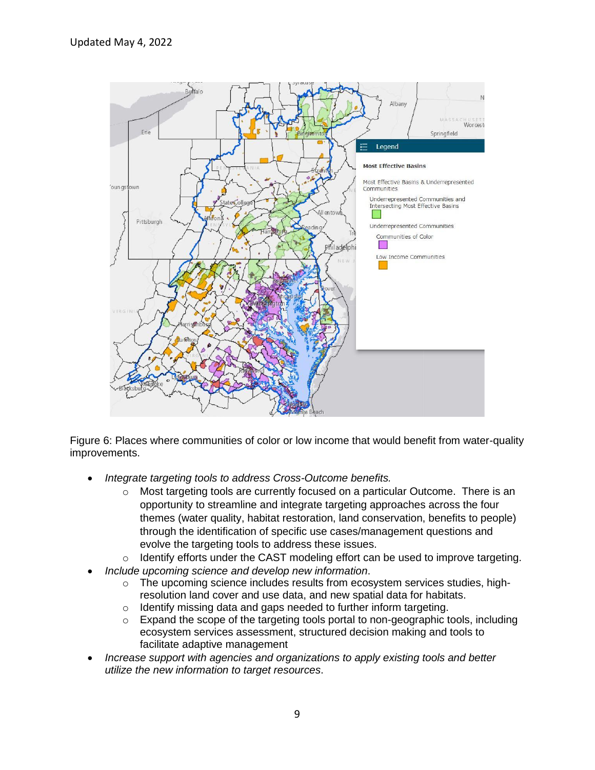Figure 6: Places where communities of color or low income that would benefit from water-quality improvements.

- *Integrate targeting tools to address Cross-Outcome benefits.*
  - Most targeting tools are currently focused on a particular Outcome. There is an opportunity to streamline and integrate targeting approaches across the four themes (water quality, habitat restoration, land conservation, benefits to people) through the identification of specific use cases/management questions and evolve the targeting tools to address these issues.
  - Identify efforts under the CAST modeling effort can be used to improve targeting.
- *Include upcoming science and develop new information*.
  - The upcoming science includes results from ecosystem services studies, high-resolution land cover and use data, and new spatial data for habitats.
  - Identify missing data and gaps needed to further inform targeting.
  - Expand the scope of the targeting tools portal to non-geographic tools, including ecosystem services assessment, structured decision making and tools to facilitate adaptive management
- *Increase support with agencies and organizations to apply existing tools and better utilize the new information to target resources*.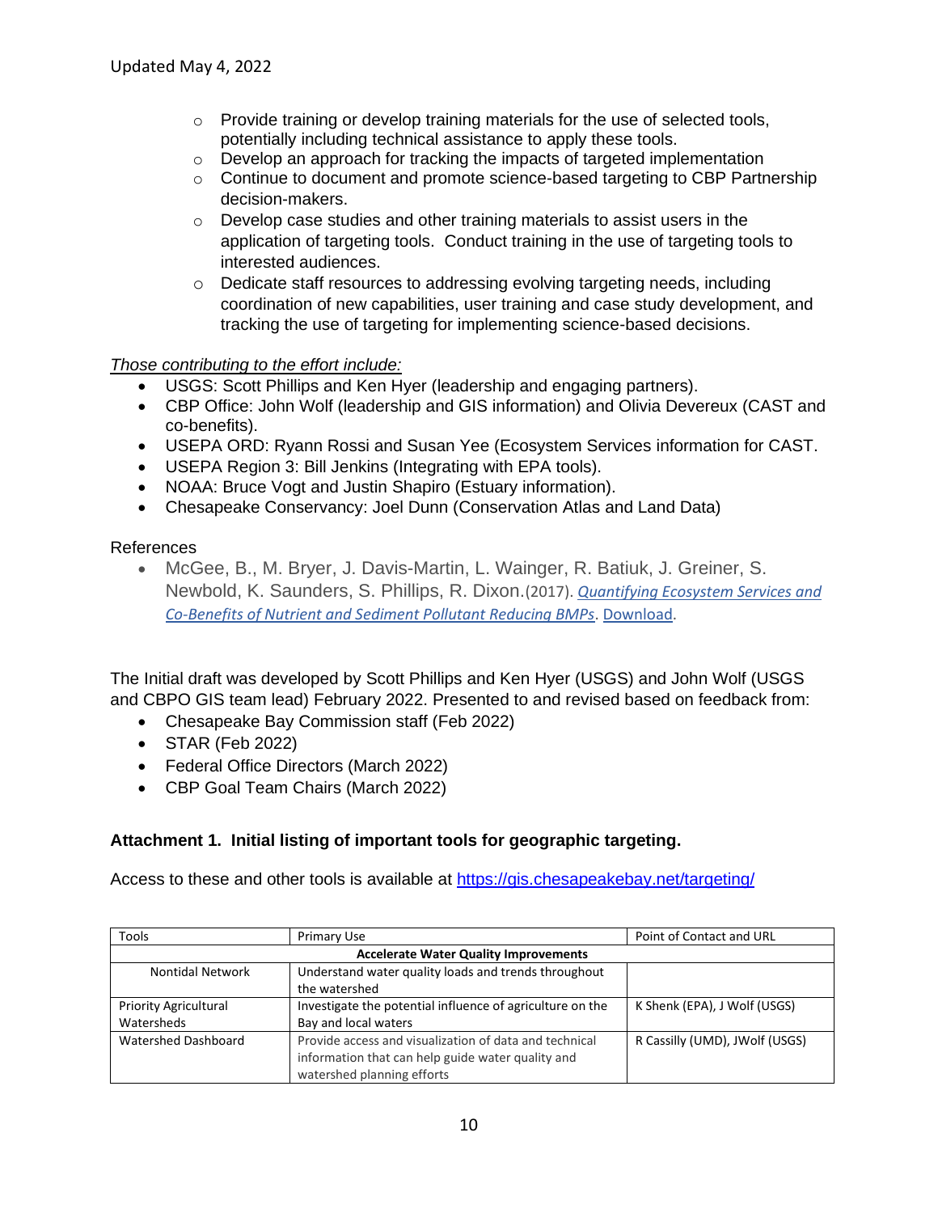- Provide training or develop training materials for the use of selected tools, potentially including technical assistance to apply these tools.
- Develop an approach for tracking the impacts of targeted implementation
- Continue to document and promote science-based targeting to CBP Partnership decision-makers.
- Develop case studies and other training materials to assist users in the application of targeting tools. Conduct training in the use of targeting tools to interested audiences.
- Dedicate staff resources to addressing evolving targeting needs, including coordination of new capabilities, user training and case study development, and tracking the use of targeting for implementing science-based decisions.

*Those contributing to the effort include:*

- USGS: Scott Phillips and Ken Hyer (leadership and engaging partners).
- CBP Office: John Wolf (leadership and GIS information) and Olivia Devereux (CAST and co-benefits).
- USEPA ORD: Ryann Rossi and Susan Yee (Ecosystem Services information for CAST.
- USEPA Region 3: Bill Jenkins (Integrating with EPA tools).
- NOAA: Bruce Vogt and Justin Shapiro (Estuary information).
- Chesapeake Conservancy: Joel Dunn (Conservation Atlas and Land Data)

References

- McGee, B., M. Bryer, J. Davis-Martin, L. Wainger, R. Batiuk, J. Greiner, S. Newbold, K. Saunders, S. Phillips, R. Dixon.(2017). *Quantifying Ecosystem Services and Co-Benefits of Nutrient and Sediment Pollutant Reducing BMPs*. Download.

The Initial draft was developed by Scott Phillips and Ken Hyer (USGS) and John Wolf (USGS and CBPO GIS team lead) February 2022. Presented to and revised based on feedback from:

- Chesapeake Bay Commission staff (Feb 2022)
- STAR (Feb 2022)
- Federal Office Directors (March 2022)
- CBP Goal Team Chairs (March 2022)

**Attachment 1. Initial listing of important tools for geographic targeting.**

Access to these and other tools is available at https://gis.chesapeakebay.net/targeting/

| Tools | Primary Use | Point of Contact and URL |
|---|---|---|
| **Accelerate Water Quality Improvements** | | |
| Nontidal Network | Understand water quality loads and trends throughout the watershed | |
| Priority Agricultural Watersheds | Investigate the potential influence of agriculture on the Bay and local waters | K Shenk (EPA), J Wolf (USGS) |
| Watershed Dashboard | Provide access and visualization of data and technical information that can help guide water quality and watershed planning efforts | R Cassilly (UMD), JWolf (USGS) |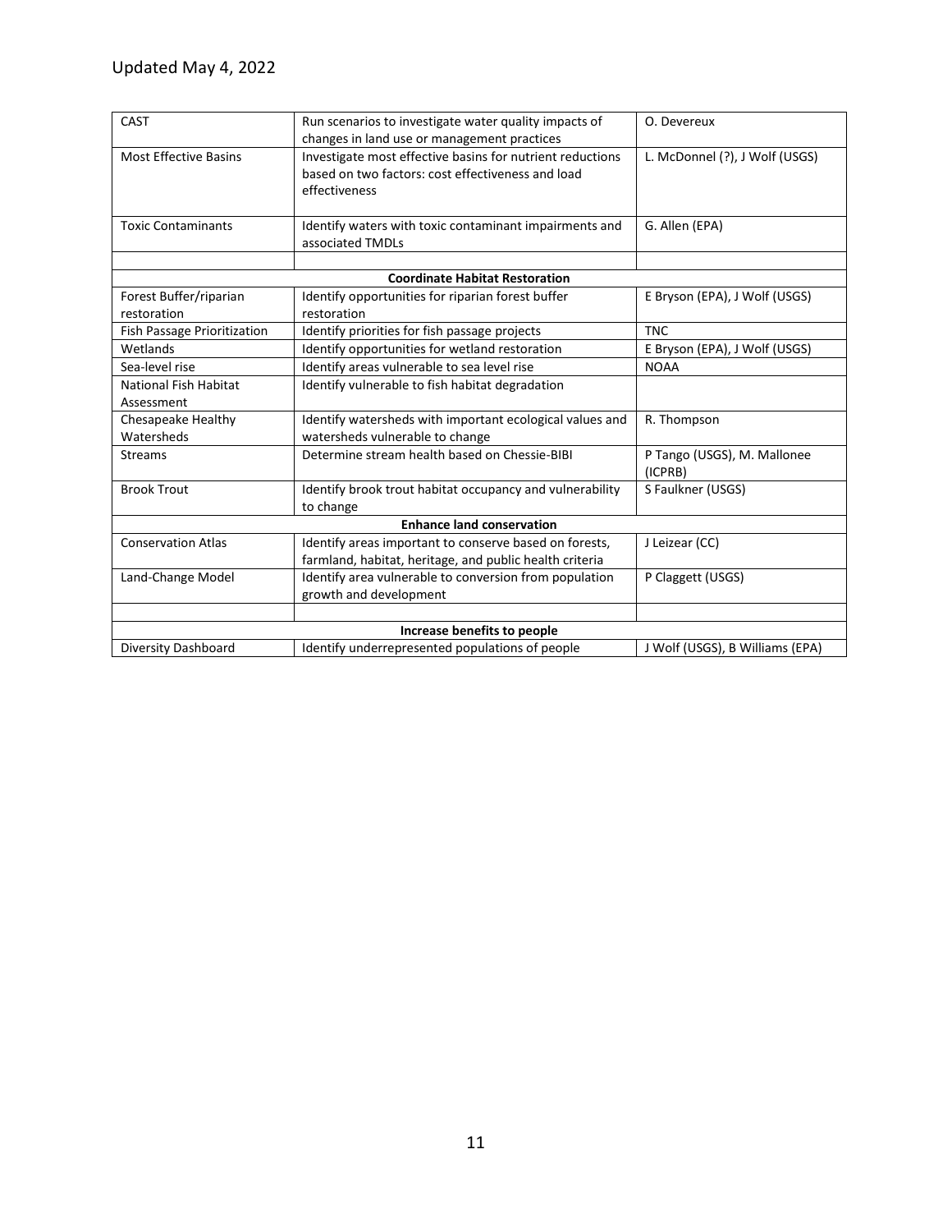| | | |
|---|---|---|
| CAST | Run scenarios to investigate water quality impacts of changes in land use or management practices | O. Devereux |
| Most Effective Basins | Investigate most effective basins for nutrient reductions based on two factors: cost effectiveness and load effectiveness | L. McDonnel (?), J Wolf (USGS) |
| Toxic Contaminants | Identify waters with toxic contaminant impairments and associated TMDLs | G. Allen (EPA) |
| | | |
| **Coordinate Habitat Restoration** | | |
| Forest Buffer/riparian restoration | Identify opportunities for riparian forest buffer restoration | E Bryson (EPA), J Wolf (USGS) |
| Fish Passage Prioritization | Identify priorities for fish passage projects | TNC |
| Wetlands | Identify opportunities for wetland restoration | E Bryson (EPA), J Wolf (USGS) |
| Sea-level rise | Identify areas vulnerable to sea level rise | NOAA |
| National Fish Habitat Assessment | Identify vulnerable to fish habitat degradation | |
| Chesapeake Healthy Watersheds | Identify watersheds with important ecological values and watersheds vulnerable to change | R. Thompson |
| Streams | Determine stream health based on Chessie-BIBI | P Tango (USGS), M. Mallonee (ICPRB) |
| Brook Trout | Identify brook trout habitat occupancy and vulnerability to change | S Faulkner (USGS) |
| **Enhance land conservation** | | |
| Conservation Atlas | Identify areas important to conserve based on forests, farmland, habitat, heritage, and public health criteria | J Leizear (CC) |
| Land-Change Model | Identify area vulnerable to conversion from population growth and development | P Claggett (USGS) |
| | | |
| **Increase benefits to people** | | |
| Diversity Dashboard | Identify underrepresented populations of people | J Wolf (USGS), B Williams (EPA) |